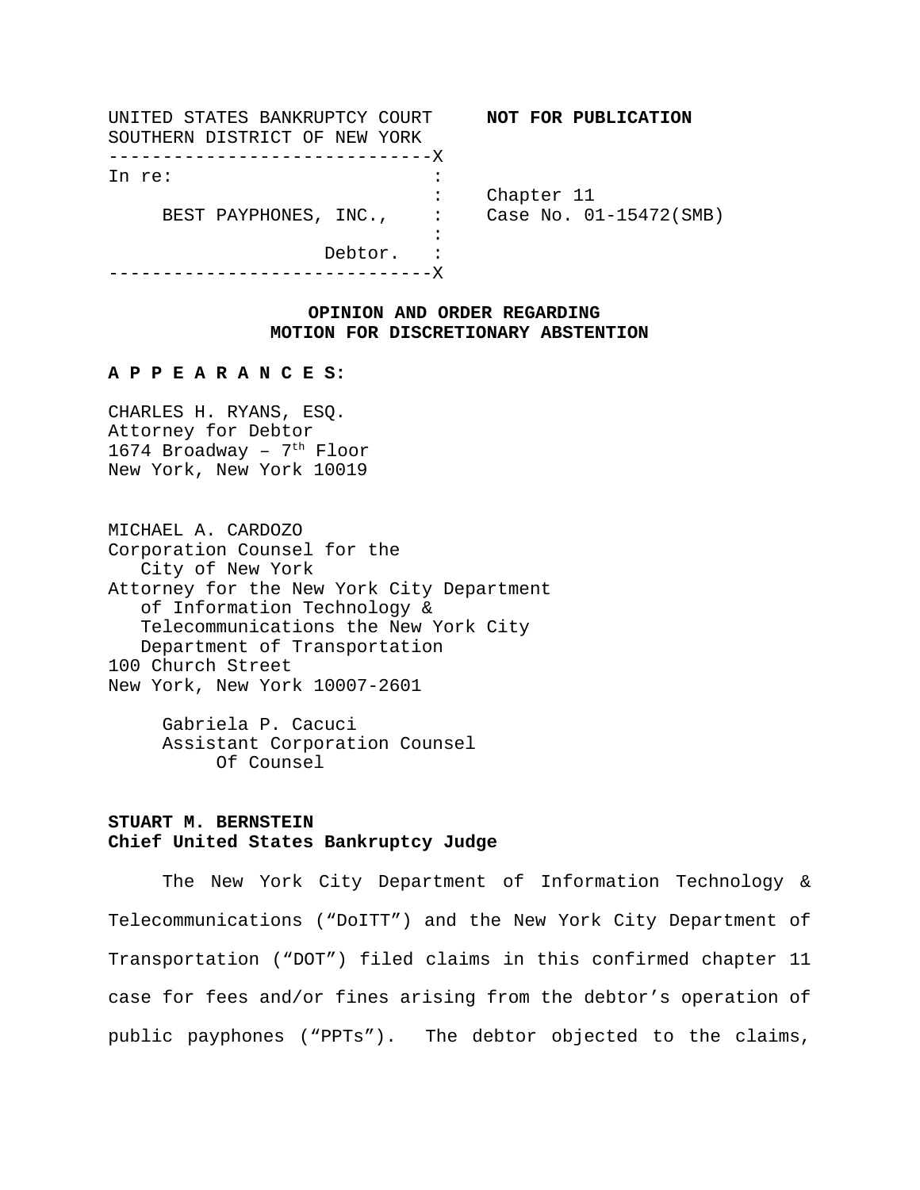UNITED STATES BANKRUPTCY COURT  **NOT FOR PUBLICATION**
SOUTHERN DISTRICT OF NEW YORK

```
------------------------------X
In re:                        :
                              :    Chapter 11
     BEST PAYPHONES, INC.,    :    Case No. 01-15472(SMB)
                              :
                  Debtor.     :
------------------------------X
```

**OPINION AND ORDER REGARDING MOTION FOR DISCRETIONARY ABSTENTION**

**A P P E A R A N C E S:**

CHARLES H. RYANS, ESQ.
Attorney for Debtor
1674 Broadway – 7th Floor
New York, New York 10019

MICHAEL A. CARDOZO
Corporation Counsel for the City of New York
Attorney for the New York City Department of Information Technology & Telecommunications the New York City Department of Transportation
100 Church Street
New York, New York 10007-2601

Gabriela P. Cacuci
Assistant Corporation Counsel
Of Counsel

**STUART M. BERNSTEIN**
**Chief United States Bankruptcy Judge**

The New York City Department of Information Technology & Telecommunications ("DoITT") and the New York City Department of Transportation ("DOT") filed claims in this confirmed chapter 11 case for fees and/or fines arising from the debtor's operation of public payphones ("PPTs"). The debtor objected to the claims,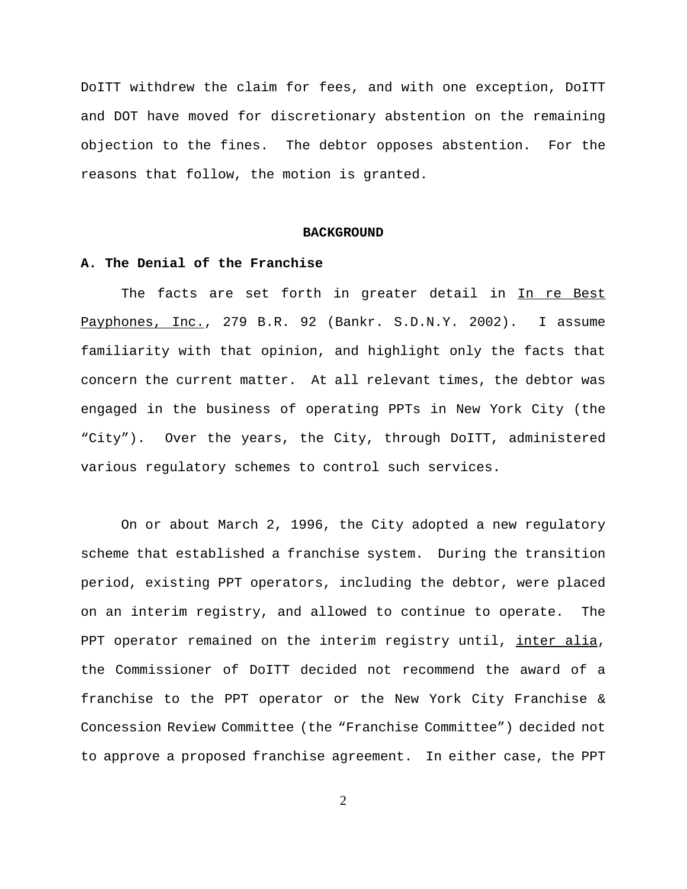DoITT withdrew the claim for fees, and with one exception, DoITT and DOT have moved for discretionary abstention on the remaining objection to the fines. The debtor opposes abstention. For the reasons that follow, the motion is granted.

## BACKGROUND

### A. The Denial of the Franchise

The facts are set forth in greater detail in In re Best Payphones, Inc., 279 B.R. 92 (Bankr. S.D.N.Y. 2002). I assume familiarity with that opinion, and highlight only the facts that concern the current matter. At all relevant times, the debtor was engaged in the business of operating PPTs in New York City (the "City"). Over the years, the City, through DoITT, administered various regulatory schemes to control such services.

On or about March 2, 1996, the City adopted a new regulatory scheme that established a franchise system. During the transition period, existing PPT operators, including the debtor, were placed on an interim registry, and allowed to continue to operate. The PPT operator remained on the interim registry until, *inter alia*, the Commissioner of DoITT decided not recommend the award of a franchise to the PPT operator or the New York City Franchise & Concession Review Committee (the "Franchise Committee") decided not to approve a proposed franchise agreement. In either case, the PPT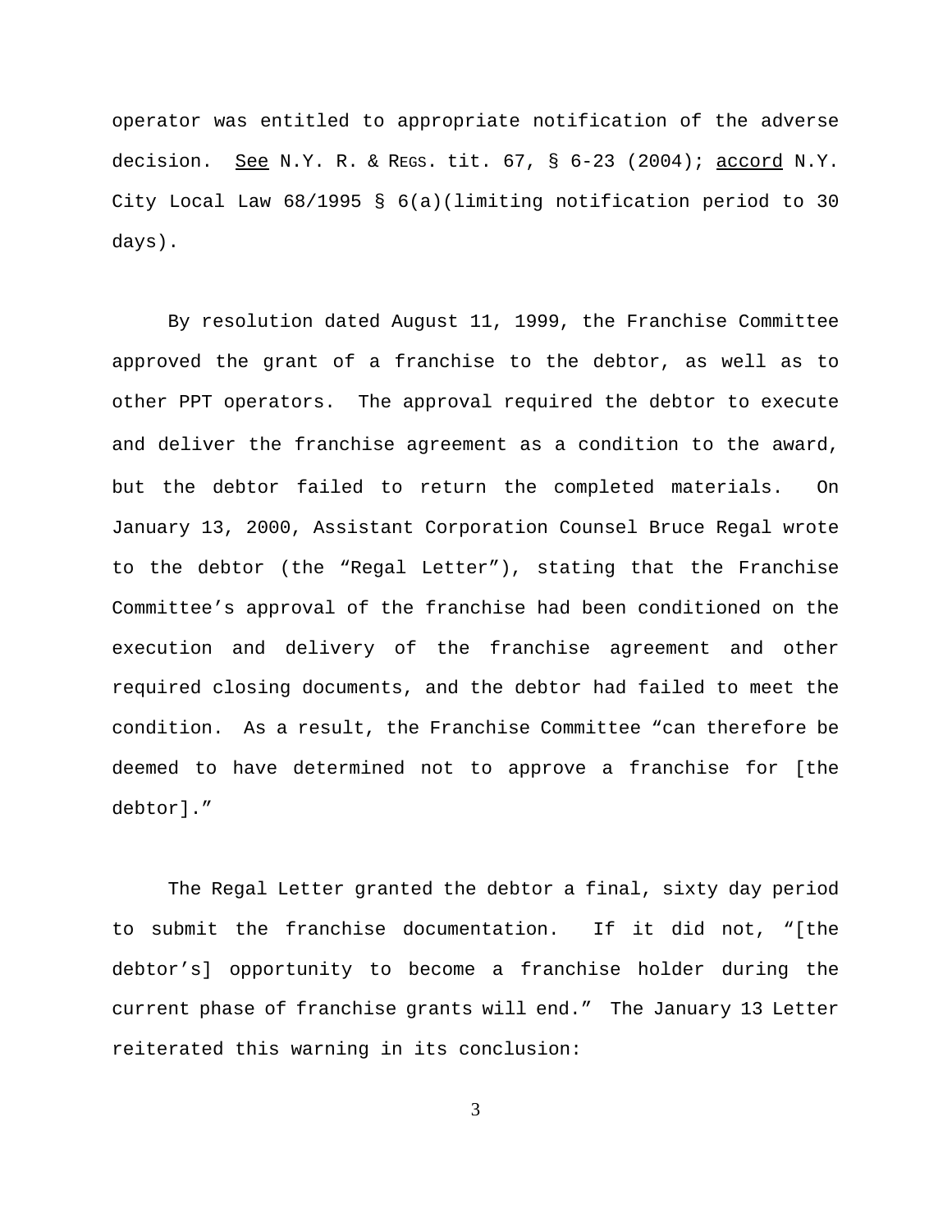operator was entitled to appropriate notification of the adverse decision. See N.Y. R. & REGS. tit. 67, § 6-23 (2004); accord N.Y. City Local Law 68/1995 § 6(a)(limiting notification period to 30 days).

By resolution dated August 11, 1999, the Franchise Committee approved the grant of a franchise to the debtor, as well as to other PPT operators. The approval required the debtor to execute and deliver the franchise agreement as a condition to the award, but the debtor failed to return the completed materials. On January 13, 2000, Assistant Corporation Counsel Bruce Regal wrote to the debtor (the "Regal Letter"), stating that the Franchise Committee's approval of the franchise had been conditioned on the execution and delivery of the franchise agreement and other required closing documents, and the debtor had failed to meet the condition. As a result, the Franchise Committee "can therefore be deemed to have determined not to approve a franchise for [the debtor]."

The Regal Letter granted the debtor a final, sixty day period to submit the franchise documentation. If it did not, "[the debtor's] opportunity to become a franchise holder during the current phase of franchise grants will end." The January 13 Letter reiterated this warning in its conclusion: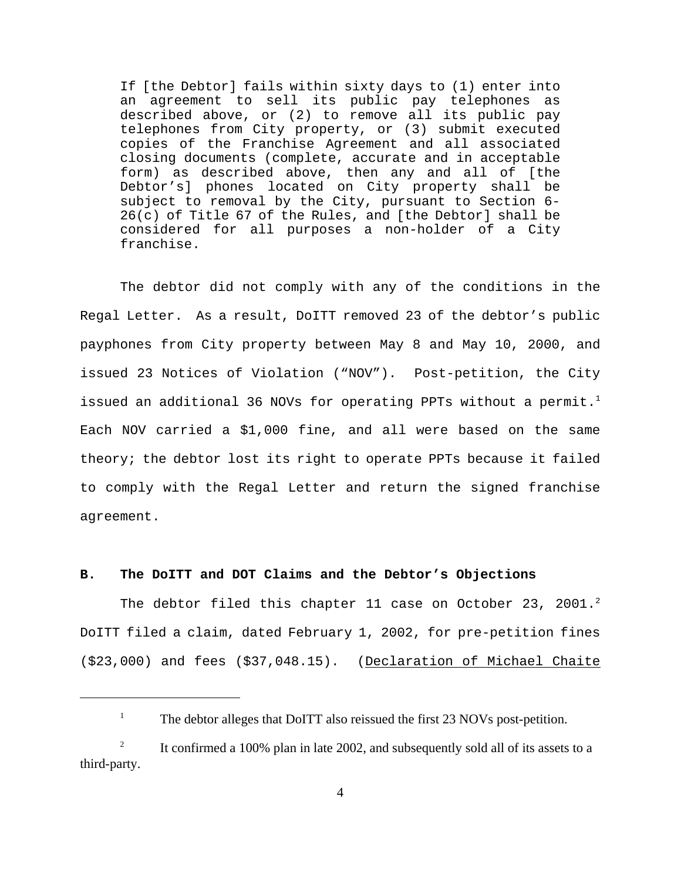> If [the Debtor] fails within sixty days to (1) enter into an agreement to sell its public pay telephones as described above, or (2) to remove all its public pay telephones from City property, or (3) submit executed copies of the Franchise Agreement and all associated closing documents (complete, accurate and in acceptable form) as described above, then any and all of [the Debtor's] phones located on City property shall be subject to removal by the City, pursuant to Section 6-26(c) of Title 67 of the Rules, and [the Debtor] shall be considered for all purposes a non-holder of a City franchise.

The debtor did not comply with any of the conditions in the Regal Letter. As a result, DoITT removed 23 of the debtor's public payphones from City property between May 8 and May 10, 2000, and issued 23 Notices of Violation ("NOV"). Post-petition, the City issued an additional 36 NOVs for operating PPTs without a permit.[1] Each NOV carried a $1,000 fine, and all were based on the same theory; the debtor lost its right to operate PPTs because it failed to comply with the Regal Letter and return the signed franchise agreement.

**B. The DoITT and DOT Claims and the Debtor's Objections**

The debtor filed this chapter 11 case on October 23, 2001.[2] DoITT filed a claim, dated February 1, 2002, for pre-petition fines ($23,000) and fees ($37,048.15). (Declaration of Michael Chaite

---

[1] The debtor alleges that DoITT also reissued the first 23 NOVs post-petition.

[2] It confirmed a 100% plan in late 2002, and subsequently sold all of its assets to a third-party.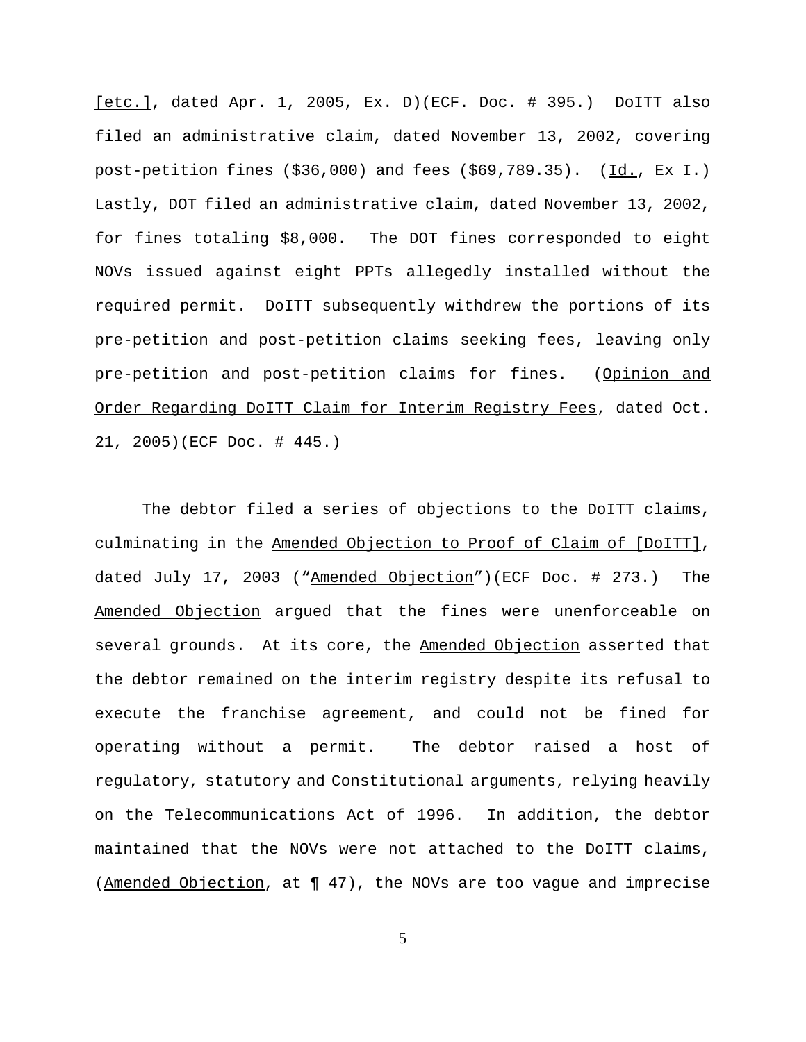[etc.], dated Apr. 1, 2005, Ex. D)(ECF. Doc. # 395.) DoITT also filed an administrative claim, dated November 13, 2002, covering post-petition fines ($36,000) and fees ($69,789.35). (Id., Ex I.) Lastly, DOT filed an administrative claim, dated November 13, 2002, for fines totaling $8,000. The DOT fines corresponded to eight NOVs issued against eight PPTs allegedly installed without the required permit. DoITT subsequently withdrew the portions of its pre-petition and post-petition claims seeking fees, leaving only pre-petition and post-petition claims for fines. (Opinion and Order Regarding DoITT Claim for Interim Registry Fees, dated Oct. 21, 2005)(ECF Doc. # 445.)

The debtor filed a series of objections to the DoITT claims, culminating in the Amended Objection to Proof of Claim of [DoITT], dated July 17, 2003 ("Amended Objection")(ECF Doc. # 273.) The Amended Objection argued that the fines were unenforceable on several grounds. At its core, the Amended Objection asserted that the debtor remained on the interim registry despite its refusal to execute the franchise agreement, and could not be fined for operating without a permit. The debtor raised a host of regulatory, statutory and Constitutional arguments, relying heavily on the Telecommunications Act of 1996. In addition, the debtor maintained that the NOVs were not attached to the DoITT claims, (Amended Objection, at ¶ 47), the NOVs are too vague and imprecise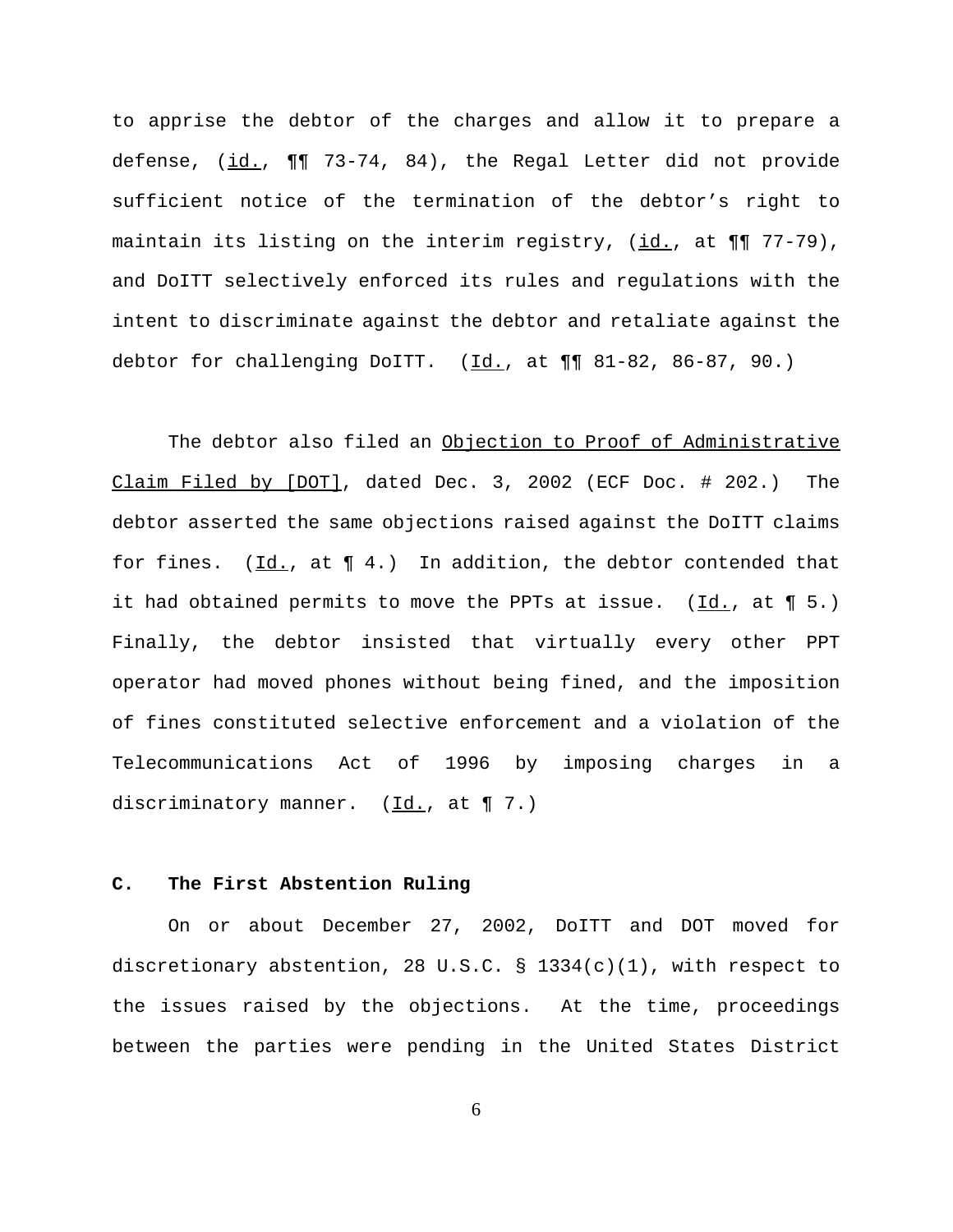to apprise the debtor of the charges and allow it to prepare a defense, (id., ¶¶ 73-74, 84), the Regal Letter did not provide sufficient notice of the termination of the debtor's right to maintain its listing on the interim registry, (id., at ¶¶ 77-79), and DoITT selectively enforced its rules and regulations with the intent to discriminate against the debtor and retaliate against the debtor for challenging DoITT. (Id., at ¶¶ 81-82, 86-87, 90.)

The debtor also filed an Objection to Proof of Administrative Claim Filed by [DOT], dated Dec. 3, 2002 (ECF Doc. # 202.) The debtor asserted the same objections raised against the DoITT claims for fines. (Id., at ¶ 4.) In addition, the debtor contended that it had obtained permits to move the PPTs at issue. (Id., at ¶ 5.) Finally, the debtor insisted that virtually every other PPT operator had moved phones without being fined, and the imposition of fines constituted selective enforcement and a violation of the Telecommunications Act of 1996 by imposing charges in a discriminatory manner. (Id., at ¶ 7.)

### C. The First Abstention Ruling

On or about December 27, 2002, DoITT and DOT moved for discretionary abstention, 28 U.S.C. § 1334(c)(1), with respect to the issues raised by the objections. At the time, proceedings between the parties were pending in the United States District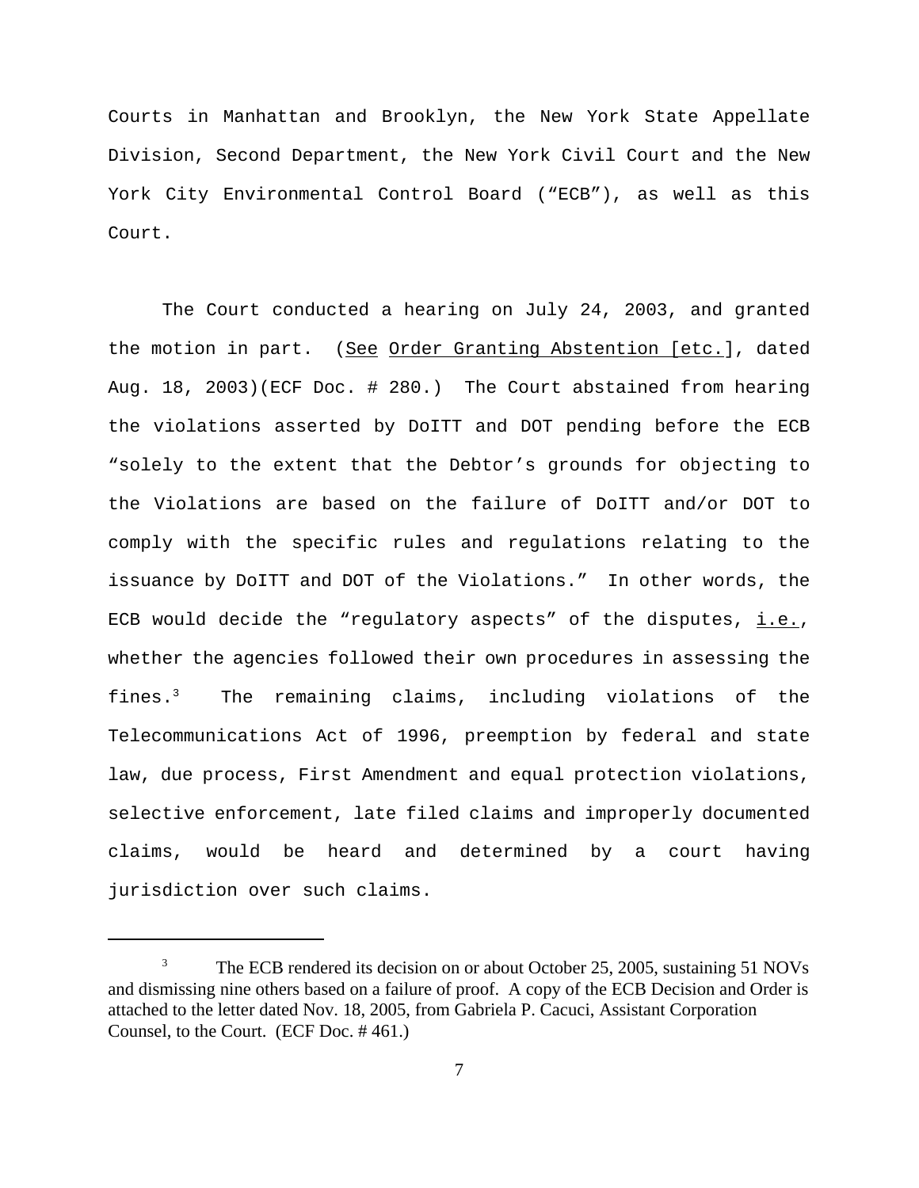Courts in Manhattan and Brooklyn, the New York State Appellate Division, Second Department, the New York Civil Court and the New York City Environmental Control Board ("ECB"), as well as this Court.

The Court conducted a hearing on July 24, 2003, and granted the motion in part. (See Order Granting Abstention [etc.], dated Aug. 18, 2003)(ECF Doc. # 280.) The Court abstained from hearing the violations asserted by DoITT and DOT pending before the ECB "solely to the extent that the Debtor's grounds for objecting to the Violations are based on the failure of DoITT and/or DOT to comply with the specific rules and regulations relating to the issuance by DoITT and DOT of the Violations." In other words, the ECB would decide the "regulatory aspects" of the disputes, i.e., whether the agencies followed their own procedures in assessing the fines.[3] The remaining claims, including violations of the Telecommunications Act of 1996, preemption by federal and state law, due process, First Amendment and equal protection violations, selective enforcement, late filed claims and improperly documented claims, would be heard and determined by a court having jurisdiction over such claims.

---

[3] The ECB rendered its decision on or about October 25, 2005, sustaining 51 NOVs and dismissing nine others based on a failure of proof. A copy of the ECB Decision and Order is attached to the letter dated Nov. 18, 2005, from Gabriela P. Cacuci, Assistant Corporation Counsel, to the Court. (ECF Doc. # 461.)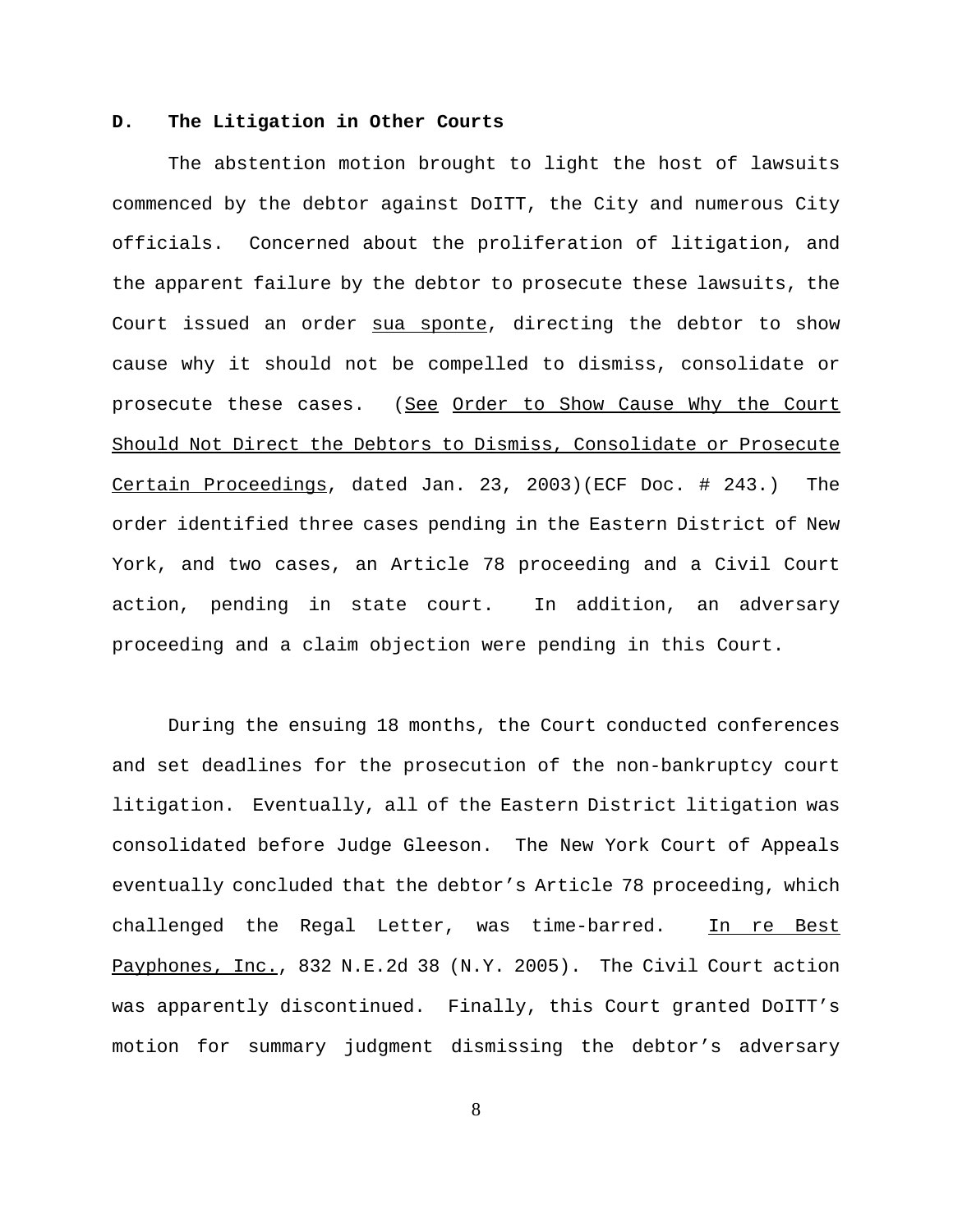### D. The Litigation in Other Courts

The abstention motion brought to light the host of lawsuits commenced by the debtor against DoITT, the City and numerous City officials. Concerned about the proliferation of litigation, and the apparent failure by the debtor to prosecute these lawsuits, the Court issued an order sua sponte, directing the debtor to show cause why it should not be compelled to dismiss, consolidate or prosecute these cases. (See Order to Show Cause Why the Court Should Not Direct the Debtors to Dismiss, Consolidate or Prosecute Certain Proceedings, dated Jan. 23, 2003)(ECF Doc. # 243.) The order identified three cases pending in the Eastern District of New York, and two cases, an Article 78 proceeding and a Civil Court action, pending in state court. In addition, an adversary proceeding and a claim objection were pending in this Court.

During the ensuing 18 months, the Court conducted conferences and set deadlines for the prosecution of the non-bankruptcy court litigation. Eventually, all of the Eastern District litigation was consolidated before Judge Gleeson. The New York Court of Appeals eventually concluded that the debtor's Article 78 proceeding, which challenged the Regal Letter, was time-barred. In re Best Payphones, Inc., 832 N.E.2d 38 (N.Y. 2005). The Civil Court action was apparently discontinued. Finally, this Court granted DoITT's motion for summary judgment dismissing the debtor's adversary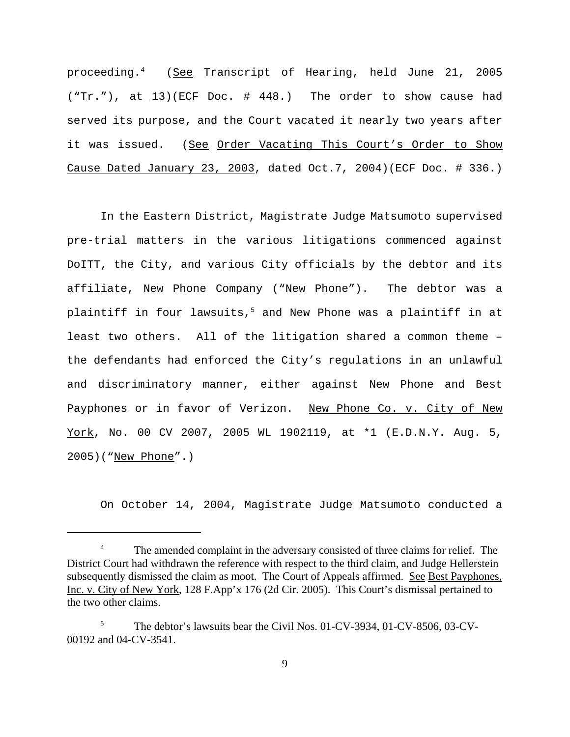proceeding.[4] (See Transcript of Hearing, held June 21, 2005 ("Tr."), at 13)(ECF Doc. # 448.) The order to show cause had served its purpose, and the Court vacated it nearly two years after it was issued. (See Order Vacating This Court's Order to Show Cause Dated January 23, 2003, dated Oct.7, 2004)(ECF Doc. # 336.)

In the Eastern District, Magistrate Judge Matsumoto supervised pre-trial matters in the various litigations commenced against DoITT, the City, and various City officials by the debtor and its affiliate, New Phone Company ("New Phone"). The debtor was a plaintiff in four lawsuits,[5] and New Phone was a plaintiff in at least two others. All of the litigation shared a common theme – the defendants had enforced the City's regulations in an unlawful and discriminatory manner, either against New Phone and Best Payphones or in favor of Verizon. New Phone Co. v. City of New York, No. 00 CV 2007, 2005 WL 1902119, at *1 (E.D.N.Y. Aug. 5, 2005)("New Phone".)

On October 14, 2004, Magistrate Judge Matsumoto conducted a

---

[4] The amended complaint in the adversary consisted of three claims for relief. The District Court had withdrawn the reference with respect to the third claim, and Judge Hellerstein subsequently dismissed the claim as moot. The Court of Appeals affirmed. See Best Payphones, Inc. v. City of New York, 128 F.App'x 176 (2d Cir. 2005). This Court's dismissal pertained to the two other claims.

[5] The debtor's lawsuits bear the Civil Nos. 01-CV-3934, 01-CV-8506, 03-CV-00192 and 04-CV-3541.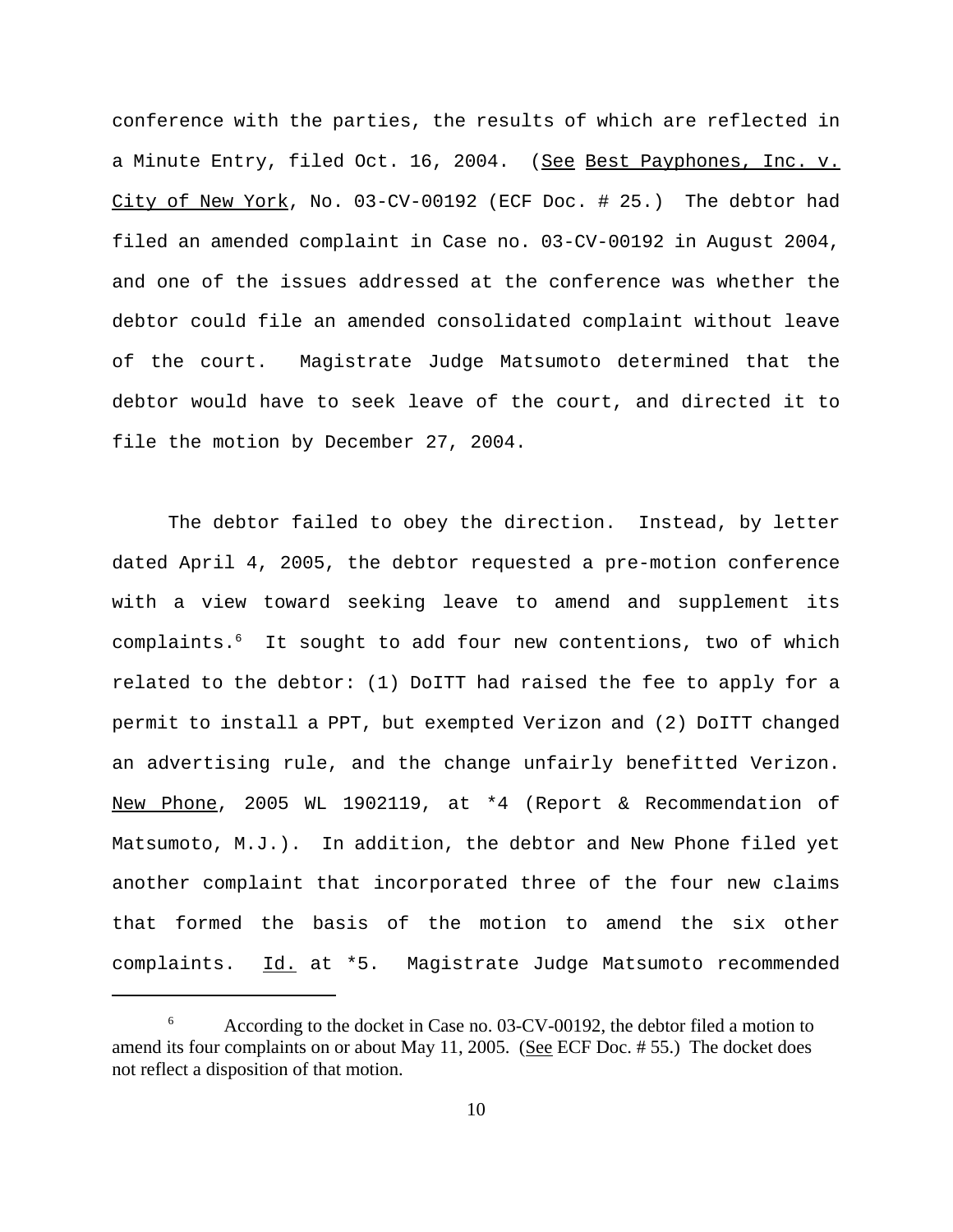conference with the parties, the results of which are reflected in a Minute Entry, filed Oct. 16, 2004. (See Best Payphones, Inc. v. City of New York, No. 03-CV-00192 (ECF Doc. # 25.) The debtor had filed an amended complaint in Case no. 03-CV-00192 in August 2004, and one of the issues addressed at the conference was whether the debtor could file an amended consolidated complaint without leave of the court. Magistrate Judge Matsumoto determined that the debtor would have to seek leave of the court, and directed it to file the motion by December 27, 2004.

The debtor failed to obey the direction. Instead, by letter dated April 4, 2005, the debtor requested a pre-motion conference with a view toward seeking leave to amend and supplement its complaints.[6] It sought to add four new contentions, two of which related to the debtor: (1) DoITT had raised the fee to apply for a permit to install a PPT, but exempted Verizon and (2) DoITT changed an advertising rule, and the change unfairly benefitted Verizon. New Phone, 2005 WL 1902119, at *4 (Report & Recommendation of Matsumoto, M.J.). In addition, the debtor and New Phone filed yet another complaint that incorporated three of the four new claims that formed the basis of the motion to amend the six other complaints. Id. at *5. Magistrate Judge Matsumoto recommended

[6] According to the docket in Case no. 03-CV-00192, the debtor filed a motion to amend its four complaints on or about May 11, 2005. (See ECF Doc. # 55.) The docket does not reflect a disposition of that motion.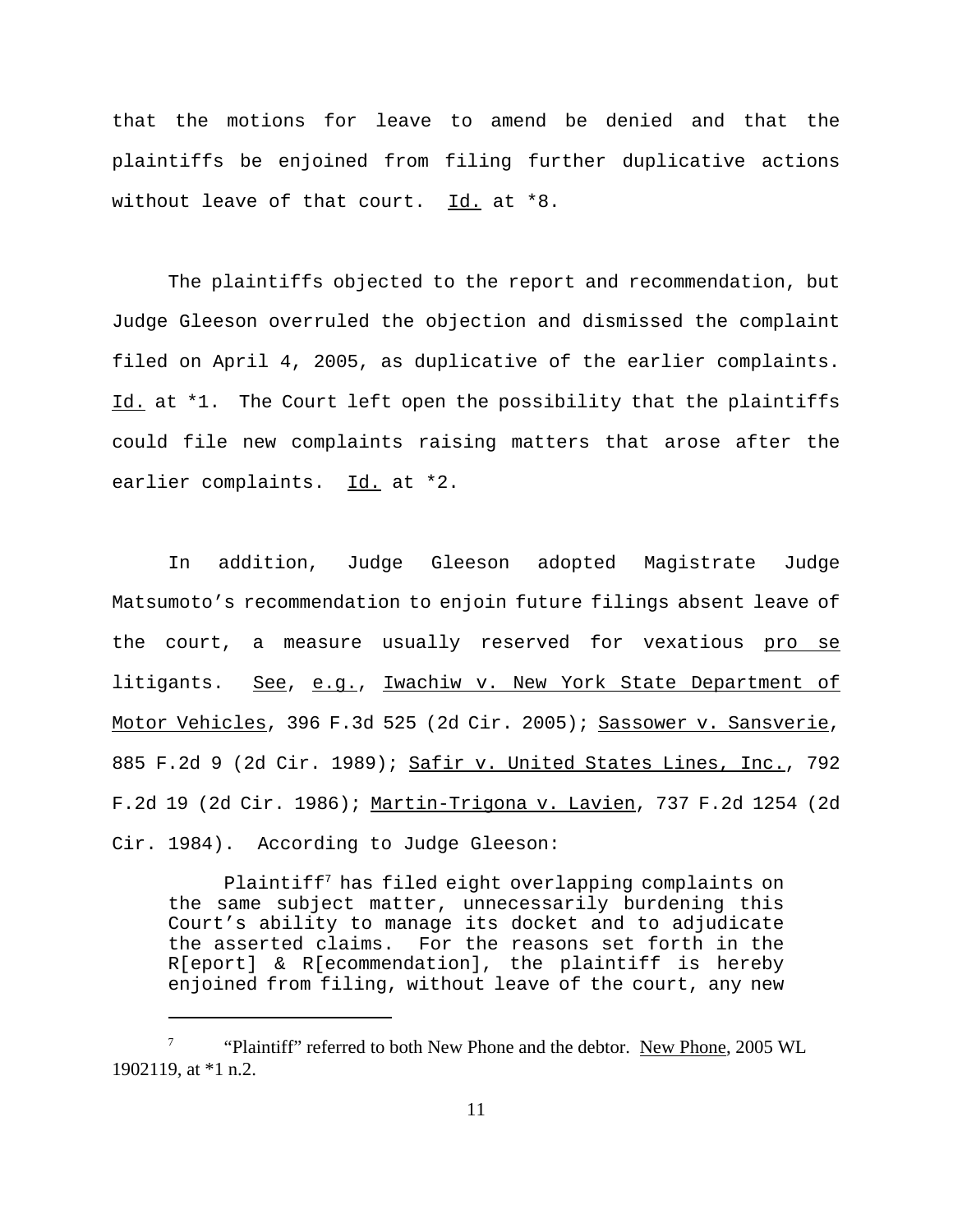that the motions for leave to amend be denied and that the plaintiffs be enjoined from filing further duplicative actions without leave of that court. Id. at *8.

The plaintiffs objected to the report and recommendation, but Judge Gleeson overruled the objection and dismissed the complaint filed on April 4, 2005, as duplicative of the earlier complaints. Id. at *1. The Court left open the possibility that the plaintiffs could file new complaints raising matters that arose after the earlier complaints. Id. at *2.

In addition, Judge Gleeson adopted Magistrate Judge Matsumoto's recommendation to enjoin future filings absent leave of the court, a measure usually reserved for vexatious *pro se* litigants. See, e.g., Iwachiw v. New York State Department of Motor Vehicles, 396 F.3d 525 (2d Cir. 2005); Sassower v. Sansverie, 885 F.2d 9 (2d Cir. 1989); Safir v. United States Lines, Inc., 792 F.2d 19 (2d Cir. 1986); Martin-Trigona v. Lavien, 737 F.2d 1254 (2d Cir. 1984). According to Judge Gleeson:

> Plaintiff[7] has filed eight overlapping complaints on the same subject matter, unnecessarily burdening this Court's ability to manage its docket and to adjudicate the asserted claims. For the reasons set forth in the R[eport] & R[ecommendation], the plaintiff is hereby enjoined from filing, without leave of the court, any new

---

[7] "Plaintiff" referred to both New Phone and the debtor. New Phone, 2005 WL 1902119, at *1 n.2.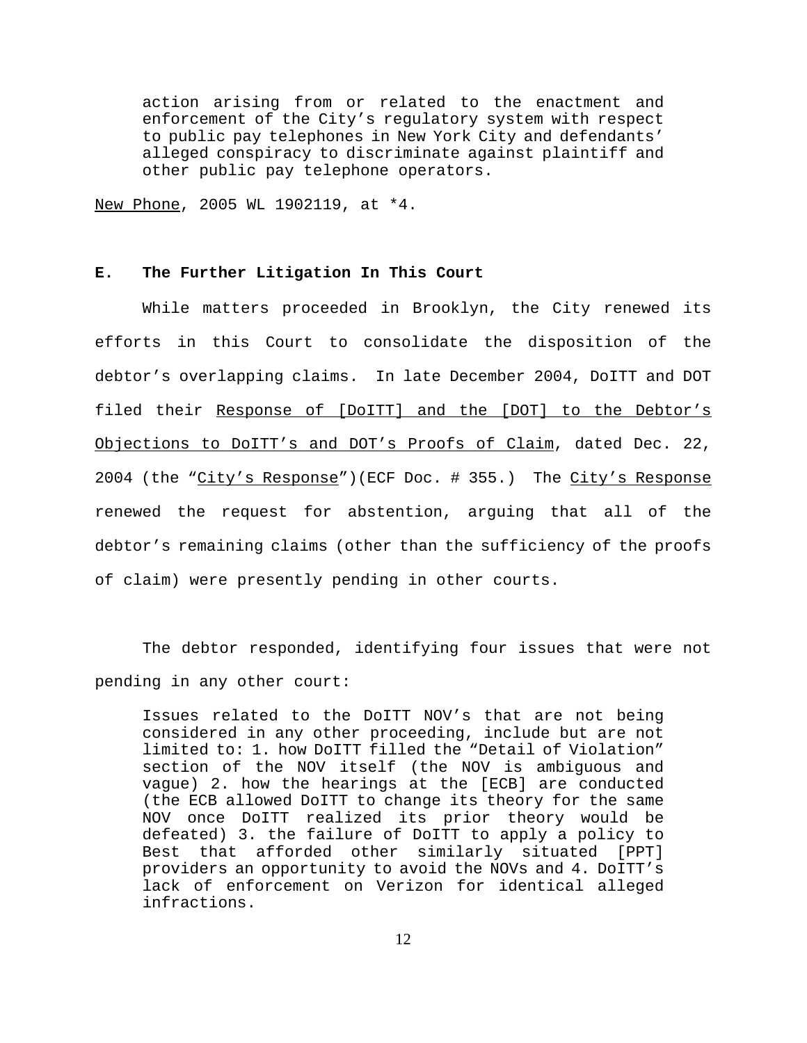> action arising from or related to the enactment and enforcement of the City's regulatory system with respect to public pay telephones in New York City and defendants' alleged conspiracy to discriminate against plaintiff and other public pay telephone operators.

New Phone, 2005 WL 1902119, at *4.

### E. The Further Litigation In This Court

While matters proceeded in Brooklyn, the City renewed its efforts in this Court to consolidate the disposition of the debtor's overlapping claims. In late December 2004, DoITT and DOT filed their Response of [DoITT] and the [DOT] to the Debtor's Objections to DoITT's and DOT's Proofs of Claim, dated Dec. 22, 2004 (the "City's Response")(ECF Doc. # 355.) The City's Response renewed the request for abstention, arguing that all of the debtor's remaining claims (other than the sufficiency of the proofs of claim) were presently pending in other courts.

The debtor responded, identifying four issues that were not pending in any other court:

> Issues related to the DoITT NOV's that are not being considered in any other proceeding, include but are not limited to: 1. how DoITT filled the "Detail of Violation" section of the NOV itself (the NOV is ambiguous and vague) 2. how the hearings at the [ECB] are conducted (the ECB allowed DoITT to change its theory for the same NOV once DoITT realized its prior theory would be defeated) 3. the failure of DoITT to apply a policy to Best that afforded other similarly situated [PPT] providers an opportunity to avoid the NOVs and 4. DoITT's lack of enforcement on Verizon for identical alleged infractions.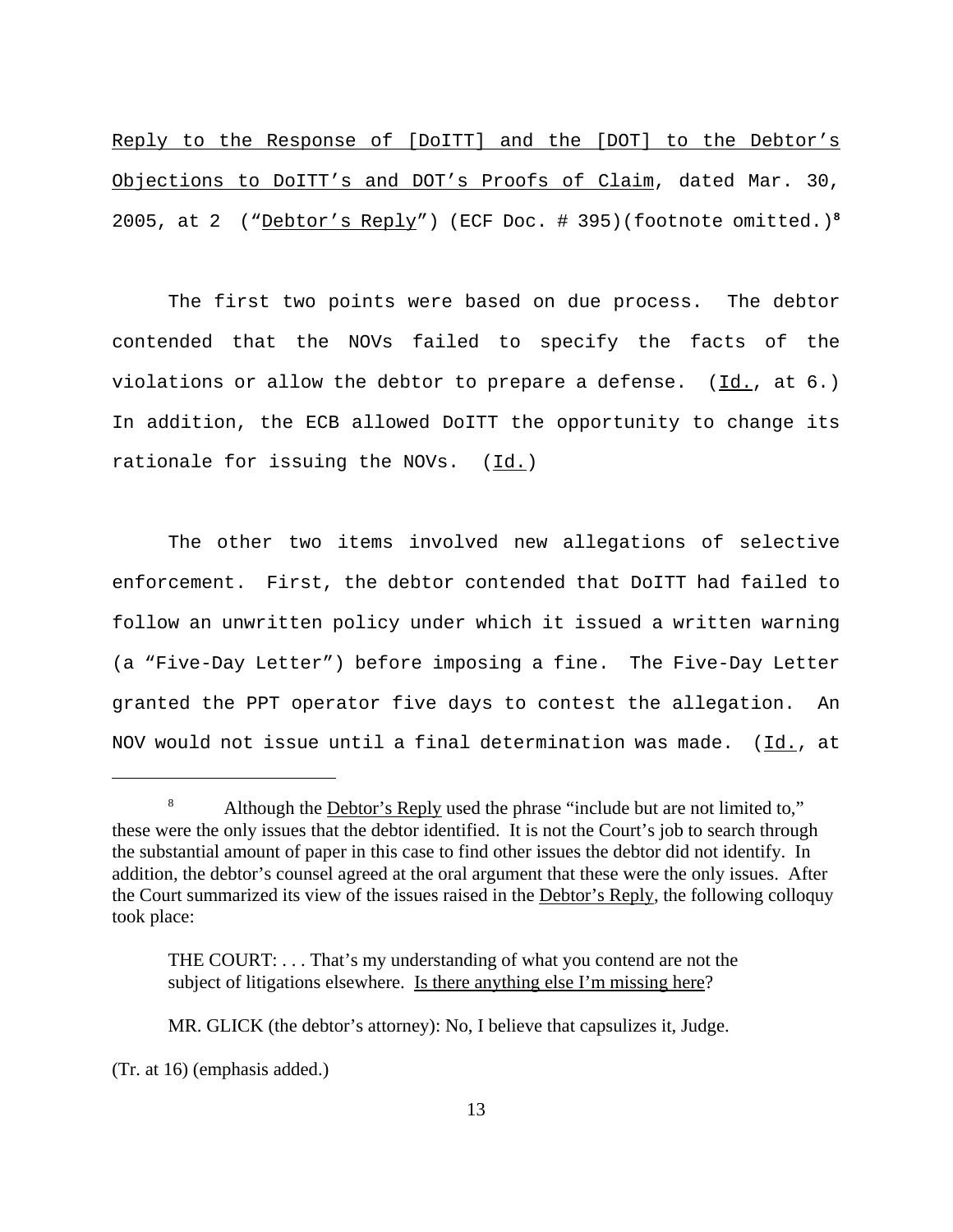Reply to the Response of [DoITT] and the [DOT] to the Debtor's Objections to DoITT's and DOT's Proofs of Claim, dated Mar. 30, 2005, at 2 ("Debtor's Reply") (ECF Doc. # 395)(footnote omitted.)[8]

The first two points were based on due process. The debtor contended that the NOVs failed to specify the facts of the violations or allow the debtor to prepare a defense. (Id., at 6.) In addition, the ECB allowed DoITT the opportunity to change its rationale for issuing the NOVs. (Id.)

The other two items involved new allegations of selective enforcement. First, the debtor contended that DoITT had failed to follow an unwritten policy under which it issued a written warning (a "Five-Day Letter") before imposing a fine. The Five-Day Letter granted the PPT operator five days to contest the allegation. An NOV would not issue until a final determination was made. (Id., at

---

[8] Although the Debtor's Reply used the phrase "include but are not limited to," these were the only issues that the debtor identified. It is not the Court's job to search through the substantial amount of paper in this case to find other issues the debtor did not identify. In addition, the debtor's counsel agreed at the oral argument that these were the only issues. After the Court summarized its view of the issues raised in the Debtor's Reply, the following colloquy took place:

> THE COURT: . . . That's my understanding of what you contend are not the subject of litigations elsewhere. Is there anything else I'm missing here?
>
> MR. GLICK (the debtor's attorney): No, I believe that capsulizes it, Judge.

(Tr. at 16) (emphasis added.)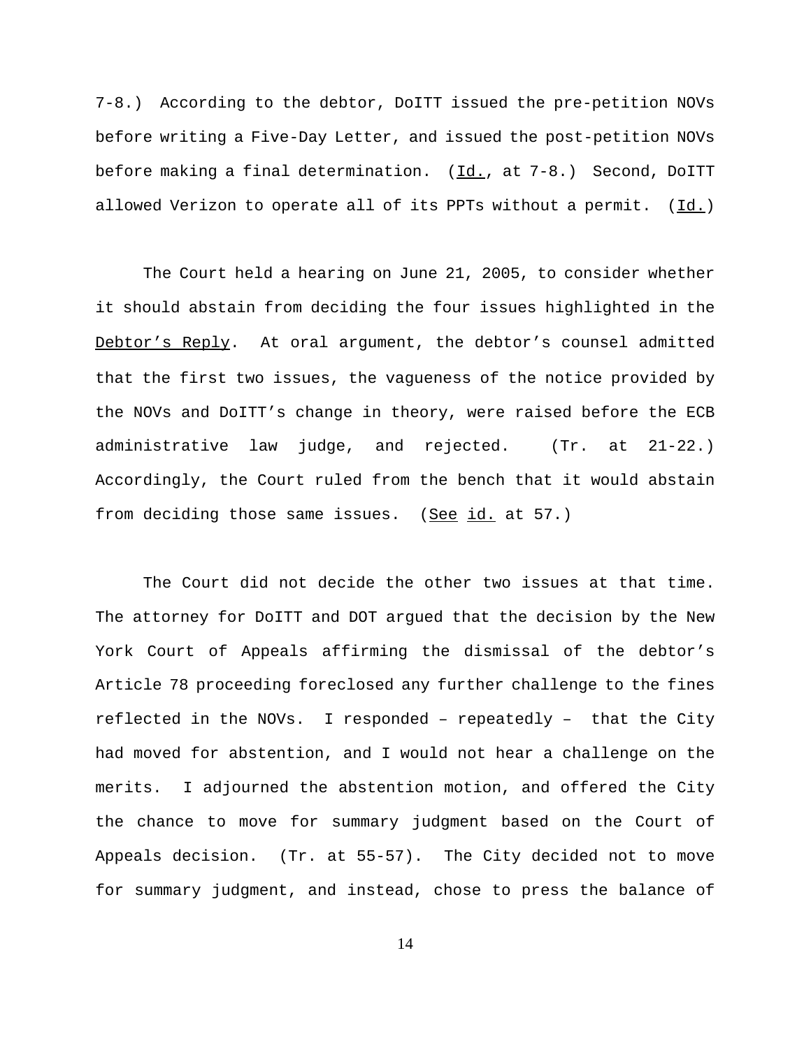7-8.) According to the debtor, DoITT issued the pre-petition NOVs before writing a Five-Day Letter, and issued the post-petition NOVs before making a final determination. (_Id._, at 7-8.) Second, DoITT allowed Verizon to operate all of its PPTs without a permit. (_Id._)

The Court held a hearing on June 21, 2005, to consider whether it should abstain from deciding the four issues highlighted in the _Debtor's Reply_. At oral argument, the debtor's counsel admitted that the first two issues, the vagueness of the notice provided by the NOVs and DoITT's change in theory, were raised before the ECB administrative law judge, and rejected. (Tr. at 21-22.) Accordingly, the Court ruled from the bench that it would abstain from deciding those same issues. (_See_ _id._ at 57.)

The Court did not decide the other two issues at that time. The attorney for DoITT and DOT argued that the decision by the New York Court of Appeals affirming the dismissal of the debtor's Article 78 proceeding foreclosed any further challenge to the fines reflected in the NOVs. I responded – repeatedly – that the City had moved for abstention, and I would not hear a challenge on the merits. I adjourned the abstention motion, and offered the City the chance to move for summary judgment based on the Court of Appeals decision. (Tr. at 55-57). The City decided not to move for summary judgment, and instead, chose to press the balance of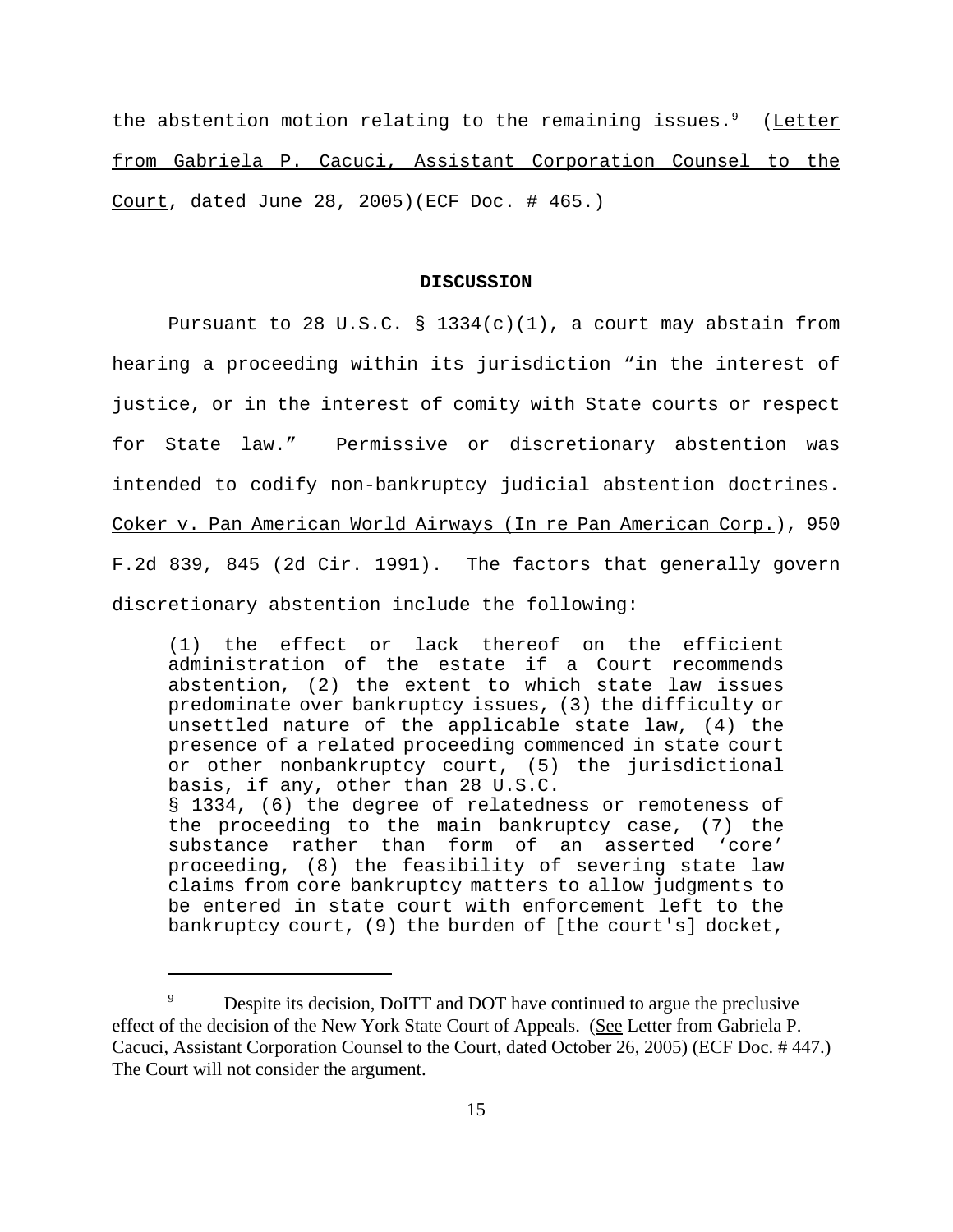the abstention motion relating to the remaining issues.[9] (Letter from Gabriela P. Cacuci, Assistant Corporation Counsel to the Court, dated June 28, 2005)(ECF Doc. # 465.)

**DISCUSSION**

Pursuant to 28 U.S.C. § 1334(c)(1), a court may abstain from hearing a proceeding within its jurisdiction "in the interest of justice, or in the interest of comity with State courts or respect for State law." Permissive or discretionary abstention was intended to codify non-bankruptcy judicial abstention doctrines. Coker v. Pan American World Airways (In re Pan American Corp.), 950 F.2d 839, 845 (2d Cir. 1991). The factors that generally govern discretionary abstention include the following:

> (1) the effect or lack thereof on the efficient administration of the estate if a Court recommends abstention, (2) the extent to which state law issues predominate over bankruptcy issues, (3) the difficulty or unsettled nature of the applicable state law, (4) the presence of a related proceeding commenced in state court or other nonbankruptcy court, (5) the jurisdictional basis, if any, other than 28 U.S.C. § 1334, (6) the degree of relatedness or remoteness of the proceeding to the main bankruptcy case, (7) the substance rather than form of an asserted 'core' proceeding, (8) the feasibility of severing state law claims from core bankruptcy matters to allow judgments to be entered in state court with enforcement left to the bankruptcy court, (9) the burden of [the court's] docket,

[9] Despite its decision, DoITT and DOT have continued to argue the preclusive effect of the decision of the New York State Court of Appeals. (See Letter from Gabriela P. Cacuci, Assistant Corporation Counsel to the Court, dated October 26, 2005) (ECF Doc. # 447.) The Court will not consider the argument.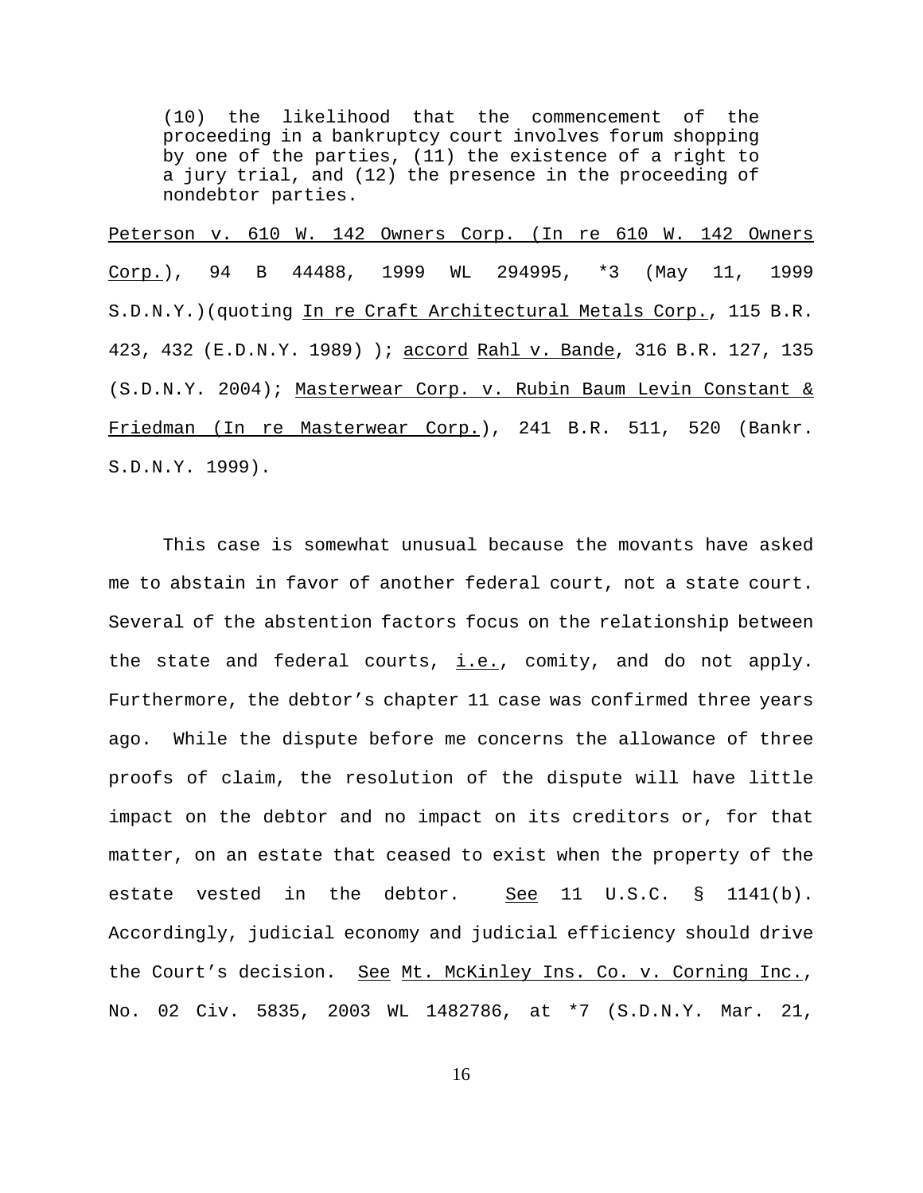> (10) the likelihood that the commencement of the proceeding in a bankruptcy court involves forum shopping by one of the parties, (11) the existence of a right to a jury trial, and (12) the presence in the proceeding of nondebtor parties.

Peterson v. 610 W. 142 Owners Corp. (In re 610 W. 142 Owners Corp.), 94 B 44488, 1999 WL 294995, *3 (May 11, 1999 S.D.N.Y.)(quoting In re Craft Architectural Metals Corp., 115 B.R. 423, 432 (E.D.N.Y. 1989) ); accord Rahl v. Bande, 316 B.R. 127, 135 (S.D.N.Y. 2004); Masterwear Corp. v. Rubin Baum Levin Constant & Friedman (In re Masterwear Corp.), 241 B.R. 511, 520 (Bankr. S.D.N.Y. 1999).

This case is somewhat unusual because the movants have asked me to abstain in favor of another federal court, not a state court. Several of the abstention factors focus on the relationship between the state and federal courts, i.e., comity, and do not apply. Furthermore, the debtor's chapter 11 case was confirmed three years ago. While the dispute before me concerns the allowance of three proofs of claim, the resolution of the dispute will have little impact on the debtor and no impact on its creditors or, for that matter, on an estate that ceased to exist when the property of the estate vested in the debtor. See 11 U.S.C. § 1141(b). Accordingly, judicial economy and judicial efficiency should drive the Court's decision. See Mt. McKinley Ins. Co. v. Corning Inc., No. 02 Civ. 5835, 2003 WL 1482786, at *7 (S.D.N.Y. Mar. 21,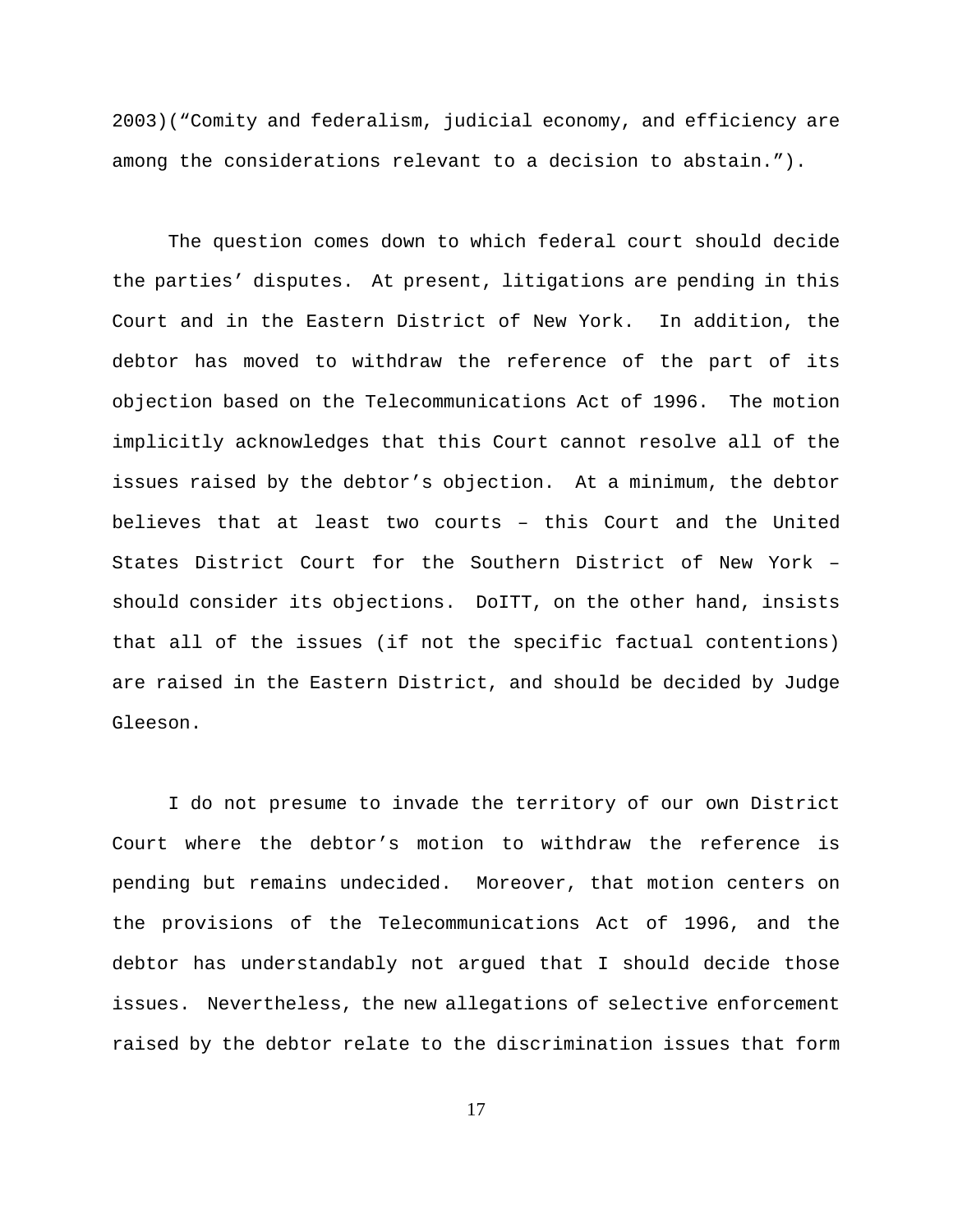2003)("Comity and federalism, judicial economy, and efficiency are among the considerations relevant to a decision to abstain.").

The question comes down to which federal court should decide the parties' disputes. At present, litigations are pending in this Court and in the Eastern District of New York. In addition, the debtor has moved to withdraw the reference of the part of its objection based on the Telecommunications Act of 1996. The motion implicitly acknowledges that this Court cannot resolve all of the issues raised by the debtor's objection. At a minimum, the debtor believes that at least two courts – this Court and the United States District Court for the Southern District of New York – should consider its objections. DoITT, on the other hand, insists that all of the issues (if not the specific factual contentions) are raised in the Eastern District, and should be decided by Judge Gleeson.

I do not presume to invade the territory of our own District Court where the debtor's motion to withdraw the reference is pending but remains undecided. Moreover, that motion centers on the provisions of the Telecommunications Act of 1996, and the debtor has understandably not argued that I should decide those issues. Nevertheless, the new allegations of selective enforcement raised by the debtor relate to the discrimination issues that form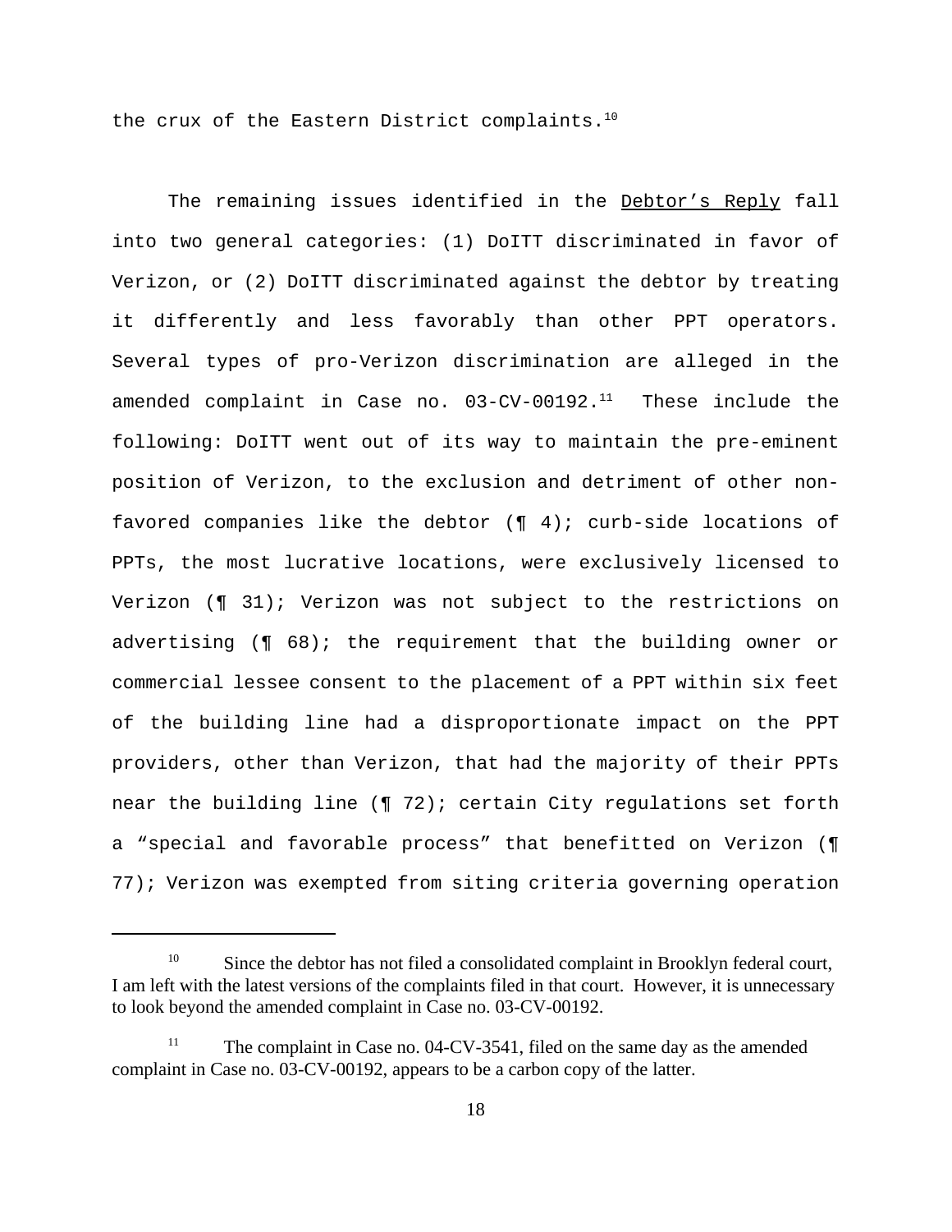the crux of the Eastern District complaints.[10]

The remaining issues identified in the Debtor's Reply fall into two general categories: (1) DoITT discriminated in favor of Verizon, or (2) DoITT discriminated against the debtor by treating it differently and less favorably than other PPT operators. Several types of pro-Verizon discrimination are alleged in the amended complaint in Case no. 03-CV-00192.[11] These include the following: DoITT went out of its way to maintain the pre-eminent position of Verizon, to the exclusion and detriment of other non-favored companies like the debtor (¶ 4); curb-side locations of PPTs, the most lucrative locations, were exclusively licensed to Verizon (¶ 31); Verizon was not subject to the restrictions on advertising (¶ 68); the requirement that the building owner or commercial lessee consent to the placement of a PPT within six feet of the building line had a disproportionate impact on the PPT providers, other than Verizon, that had the majority of their PPTs near the building line (¶ 72); certain City regulations set forth a "special and favorable process" that benefitted on Verizon (¶ 77); Verizon was exempted from siting criteria governing operation

---

[10] Since the debtor has not filed a consolidated complaint in Brooklyn federal court, I am left with the latest versions of the complaints filed in that court. However, it is unnecessary to look beyond the amended complaint in Case no. 03-CV-00192.

[11] The complaint in Case no. 04-CV-3541, filed on the same day as the amended complaint in Case no. 03-CV-00192, appears to be a carbon copy of the latter.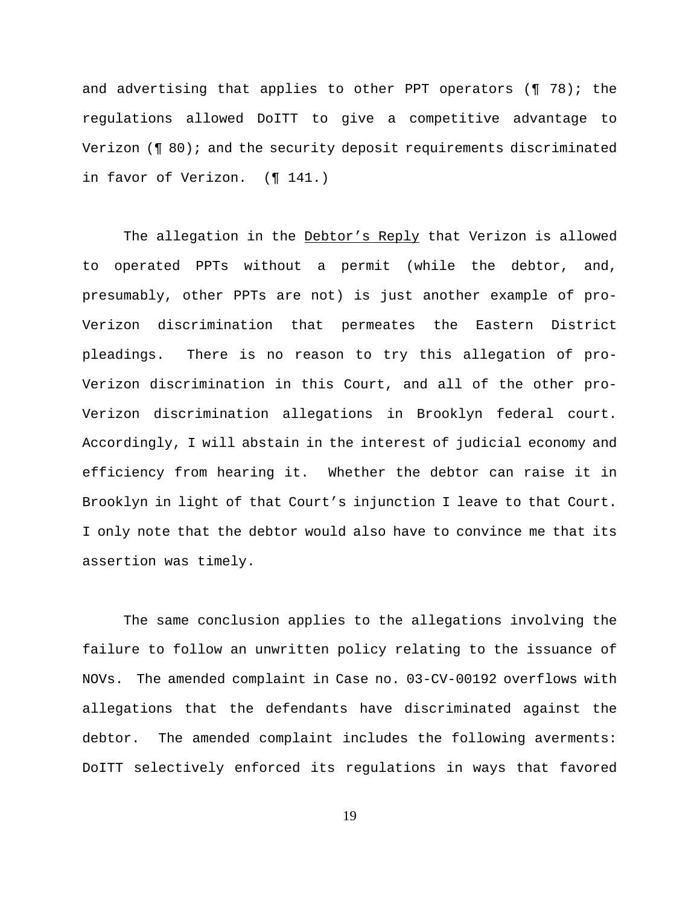and advertising that applies to other PPT operators (¶ 78); the regulations allowed DoITT to give a competitive advantage to Verizon (¶ 80); and the security deposit requirements discriminated in favor of Verizon. (¶ 141.)

The allegation in the Debtor's Reply that Verizon is allowed to operated PPTs without a permit (while the debtor, and, presumably, other PPTs are not) is just another example of pro-Verizon discrimination that permeates the Eastern District pleadings. There is no reason to try this allegation of pro-Verizon discrimination in this Court, and all of the other pro-Verizon discrimination allegations in Brooklyn federal court. Accordingly, I will abstain in the interest of judicial economy and efficiency from hearing it. Whether the debtor can raise it in Brooklyn in light of that Court's injunction I leave to that Court. I only note that the debtor would also have to convince me that its assertion was timely.

The same conclusion applies to the allegations involving the failure to follow an unwritten policy relating to the issuance of NOVs. The amended complaint in Case no. 03-CV-00192 overflows with allegations that the defendants have discriminated against the debtor. The amended complaint includes the following averments: DoITT selectively enforced its regulations in ways that favored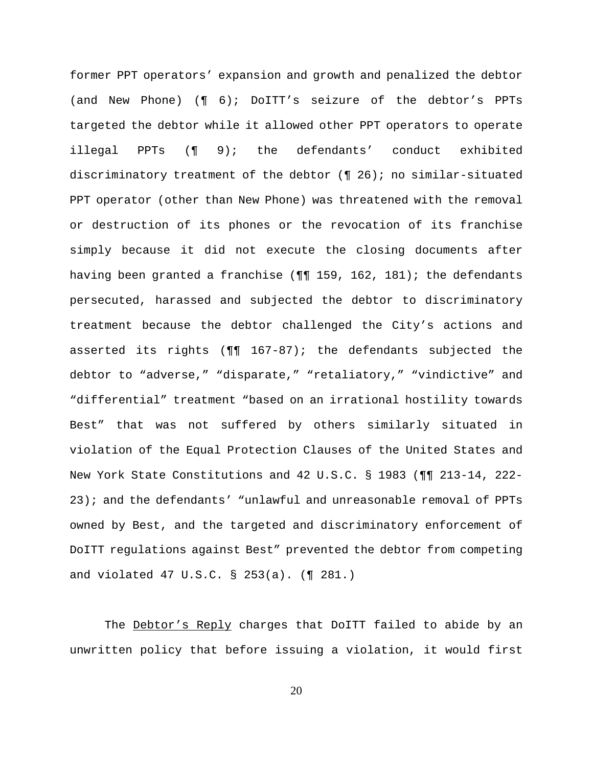former PPT operators' expansion and growth and penalized the debtor (and New Phone) (¶ 6); DoITT's seizure of the debtor's PPTs targeted the debtor while it allowed other PPT operators to operate illegal PPTs (¶ 9); the defendants' conduct exhibited discriminatory treatment of the debtor (¶ 26); no similar-situated PPT operator (other than New Phone) was threatened with the removal or destruction of its phones or the revocation of its franchise simply because it did not execute the closing documents after having been granted a franchise (¶¶ 159, 162, 181); the defendants persecuted, harassed and subjected the debtor to discriminatory treatment because the debtor challenged the City's actions and asserted its rights (¶¶ 167-87); the defendants subjected the debtor to "adverse," "disparate," "retaliatory," "vindictive" and "differential" treatment "based on an irrational hostility towards Best" that was not suffered by others similarly situated in violation of the Equal Protection Clauses of the United States and New York State Constitutions and 42 U.S.C. § 1983 (¶¶ 213-14, 222-23); and the defendants' "unlawful and unreasonable removal of PPTs owned by Best, and the targeted and discriminatory enforcement of DoITT regulations against Best" prevented the debtor from competing and violated 47 U.S.C. § 253(a). (¶ 281.)

The <u>Debtor's Reply</u> charges that DoITT failed to abide by an unwritten policy that before issuing a violation, it would first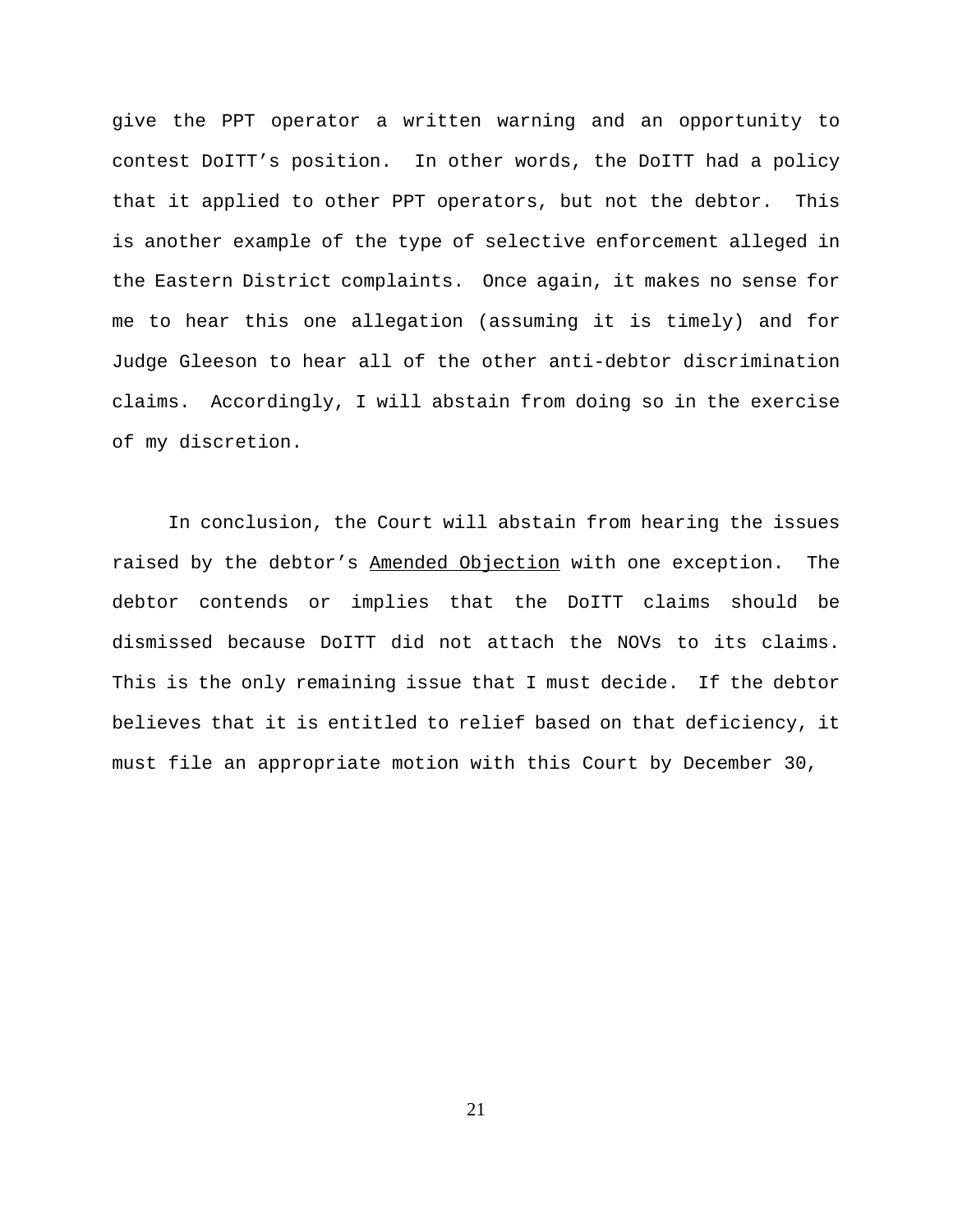give the PPT operator a written warning and an opportunity to contest DoITT's position. In other words, the DoITT had a policy that it applied to other PPT operators, but not the debtor. This is another example of the type of selective enforcement alleged in the Eastern District complaints. Once again, it makes no sense for me to hear this one allegation (assuming it is timely) and for Judge Gleeson to hear all of the other anti-debtor discrimination claims. Accordingly, I will abstain from doing so in the exercise of my discretion.

In conclusion, the Court will abstain from hearing the issues raised by the debtor's Amended Objection with one exception. The debtor contends or implies that the DoITT claims should be dismissed because DoITT did not attach the NOVs to its claims. This is the only remaining issue that I must decide. If the debtor believes that it is entitled to relief based on that deficiency, it must file an appropriate motion with this Court by December 30,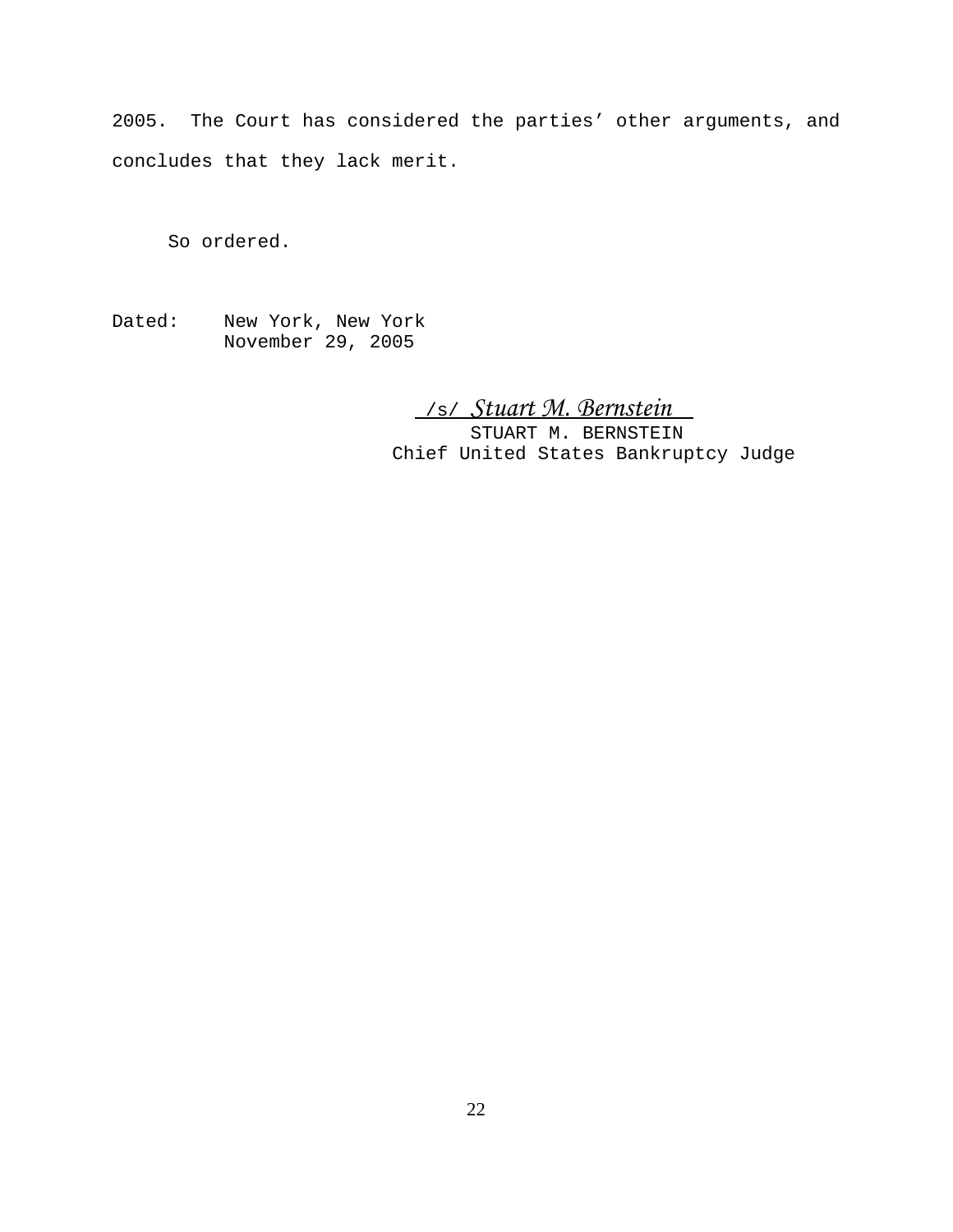2005. The Court has considered the parties' other arguments, and concludes that they lack merit.

So ordered.

Dated: New York, New York
November 29, 2005

/s/ *Stuart M. Bernstein*
STUART M. BERNSTEIN
Chief United States Bankruptcy Judge